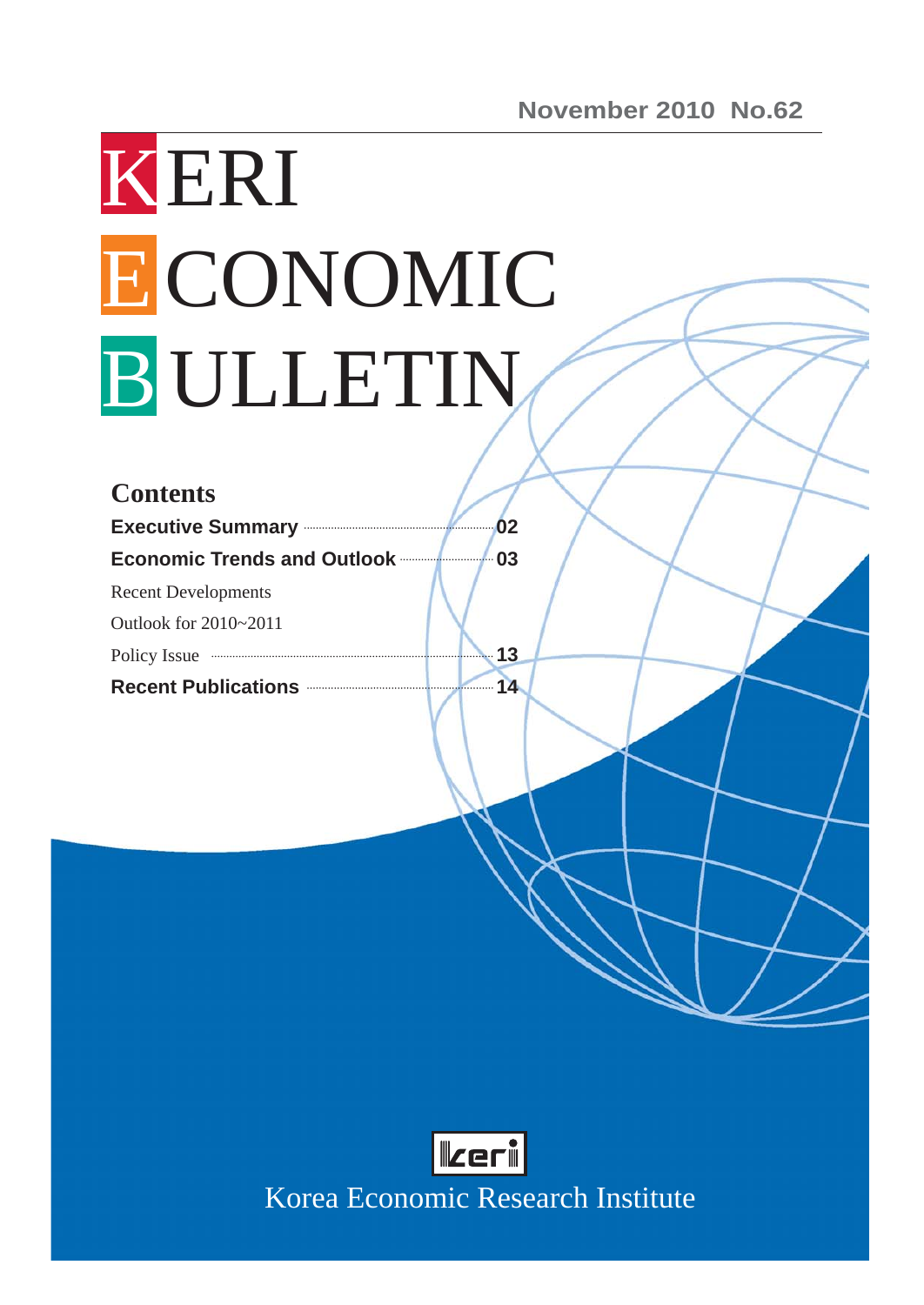November 2010 No.62

# KERI ECONOMIC BULLETIN

## Contents

**Executive Summary** ............ **02**

**Economic Trends and Outlook** ............ **03**

Recent Developments

Outlook for 2010~2011

Policy Issue ............ **13**

**Recent Publications** ............ **14**

keri

Korea Economic Research Institute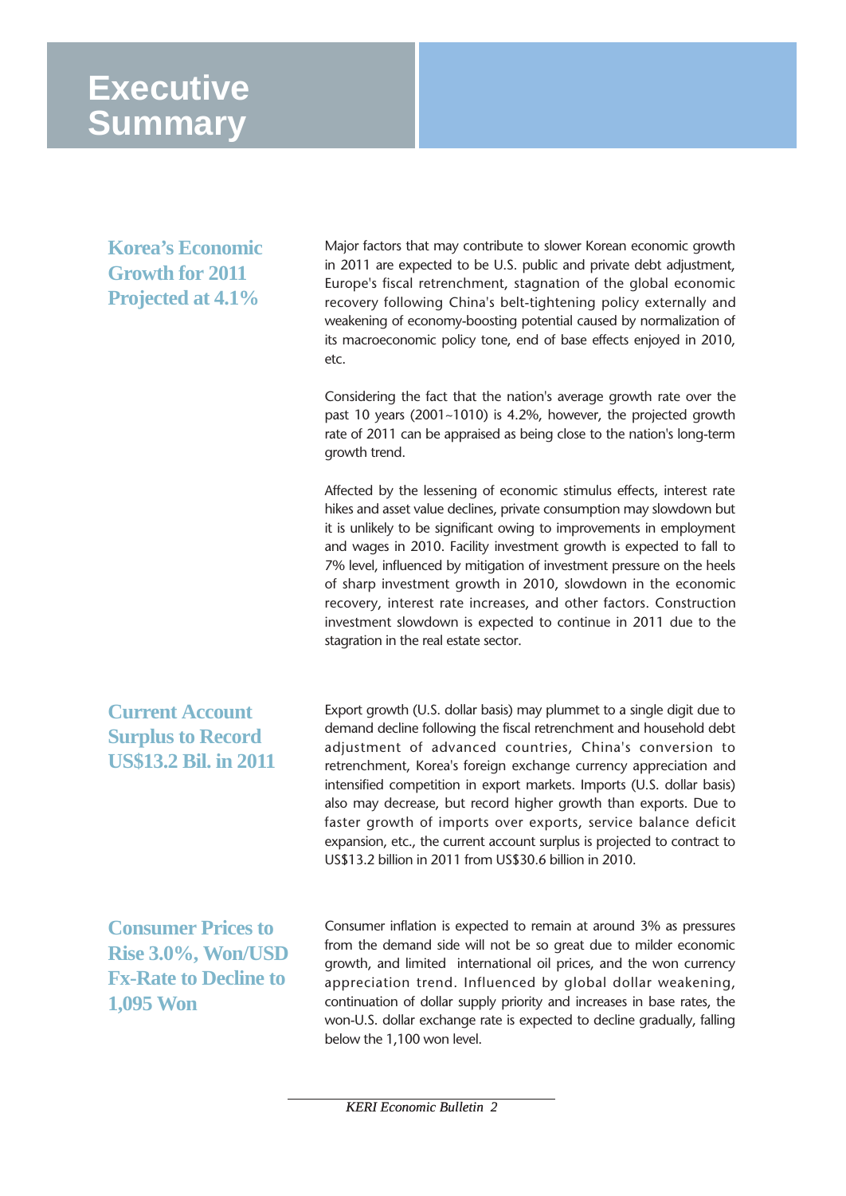# Executive Summary

### Korea's Economic Growth for 2011 Projected at 4.1%

Major factors that may contribute to slower Korean economic growth in 2011 are expected to be U.S. public and private debt adjustment, Europe's fiscal retrenchment, stagnation of the global economic recovery following China's belt-tightening policy externally and weakening of economy-boosting potential caused by normalization of its macroeconomic policy tone, end of base effects enjoyed in 2010, etc.

Considering the fact that the nation's average growth rate over the past 10 years (2001~1010) is 4.2%, however, the projected growth rate of 2011 can be appraised as being close to the nation's long-term growth trend.

Affected by the lessening of economic stimulus effects, interest rate hikes and asset value declines, private consumption may slowdown but it is unlikely to be significant owing to improvements in employment and wages in 2010. Facility investment growth is expected to fall to 7% level, influenced by mitigation of investment pressure on the heels of sharp investment growth in 2010, slowdown in the economic recovery, interest rate increases, and other factors. Construction investment slowdown is expected to continue in 2011 due to the stagration in the real estate sector.

### Current Account Surplus to Record US$13.2 Bil. in 2011

Export growth (U.S. dollar basis) may plummet to a single digit due to demand decline following the fiscal retrenchment and household debt adjustment of advanced countries, China's conversion to retrenchment, Korea's foreign exchange currency appreciation and intensified competition in export markets. Imports (U.S. dollar basis) also may decrease, but record higher growth than exports. Due to faster growth of imports over exports, service balance deficit expansion, etc., the current account surplus is projected to contract to US$13.2 billion in 2011 from US$30.6 billion in 2010.

### Consumer Prices to Rise 3.0%, Won/USD Fx-Rate to Decline to 1,095 Won

Consumer inflation is expected to remain at around 3% as pressures from the demand side will not be so great due to milder economic growth, and limited international oil prices, and the won currency appreciation trend. Influenced by global dollar weakening, continuation of dollar supply priority and increases in base rates, the won-U.S. dollar exchange rate is expected to decline gradually, falling below the 1,100 won level.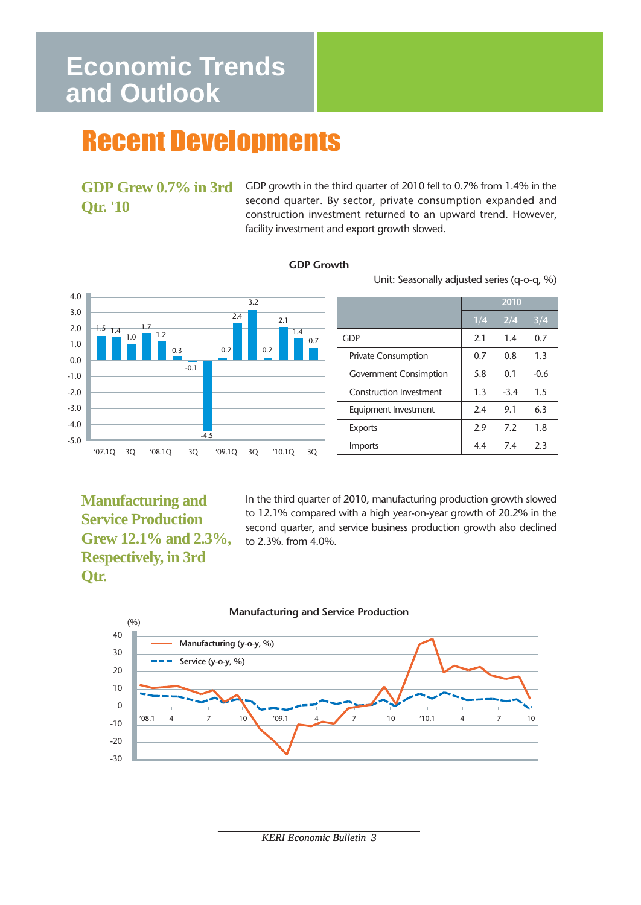# Economic Trends and Outlook

## Recent Developments

### GDP Grew 0.7% in 3rd Qtr. '10

GDP growth in the third quarter of 2010 fell to 0.7% from 1.4% in the second quarter. By sector, private consumption expanded and construction investment returned to an upward trend. However, facility investment and export growth slowed.

**GDP Growth**

Unit: Seasonally adjusted series (q-o-q, %)

| | 2010 | | |
|---|---|---|---|
| | 1/4 | 2/4 | 3/4 |
| GDP | 2.1 | 1.4 | 0.7 |
| Private Consumption | 0.7 | 0.8 | 1.3 |
| Government Consimption | 5.8 | 0.1 | -0.6 |
| Construction Investment | 1.3 | -3.4 | 1.5 |
| Equipment Investment | 2.4 | 9.1 | 6.3 |
| Exports | 2.9 | 7.2 | 1.8 |
| Imports | 4.4 | 7.4 | 2.3 |

### Manufacturing and Service Production Grew 12.1% and 2.3%, Respectively, in 3rd Qtr.

In the third quarter of 2010, manufacturing production growth slowed to 12.1% compared with a high year-on-year growth of 20.2% in the second quarter, and service business production growth also declined to 2.3%. from 4.0%.

**Manufacturing and Service Production**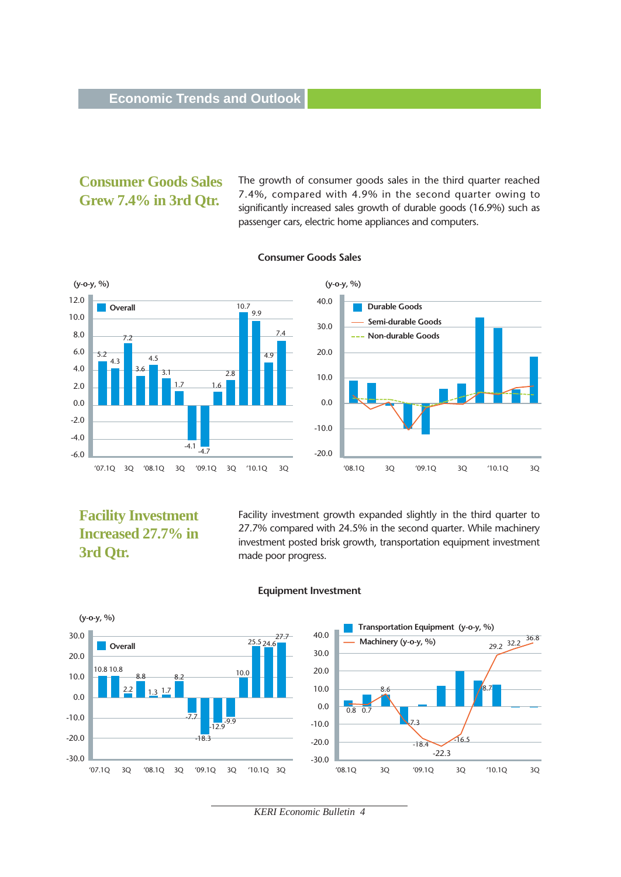## Consumer Goods Sales Grew 7.4% in 3rd Qtr.

The growth of consumer goods sales in the third quarter reached 7.4%, compared with 4.9% in the second quarter owing to significantly increased sales growth of durable goods (16.9%) such as passenger cars, electric home appliances and computers.

**Consumer Goods Sales**

(y-o-y, %)

Overall

| '07.1Q | 2Q | 3Q | 4Q | '08.1Q | 2Q | 3Q | 4Q | '09.1Q | 2Q | 3Q | 4Q | '10.1Q | 2Q | 3Q |
|---|---|---|---|---|---|---|---|---|---|---|---|---|---|---|
| 5.2 | 4.3 | 7.2 | 3.6 | 4.5 | 3.1 | 1.7 | -4.1 | -4.7 | 1.6 | 2.8 | 10.7 | 9.9 | 4.9 | 7.4 |

(y-o-y, %)

Durable Goods, Semi-durable Goods, Non-durable Goods ('08.1Q – '10.3Q)

## Facility Investment Increased 27.7% in 3rd Qtr.

Facility investment growth expanded slightly in the third quarter to 27.7% compared with 24.5% in the second quarter. While machinery investment posted brisk growth, transportation equipment investment made poor progress.

**Equipment Investment**

(y-o-y, %)

Overall

| '07.1Q | 2Q | 3Q | 4Q | '08.1Q | 2Q | 3Q | 4Q | '09.1Q | 2Q | 3Q | 4Q | '10.1Q | 2Q | 3Q |
|---|---|---|---|---|---|---|---|---|---|---|---|---|---|---|
| 10.8 | 10.8 | 2.2 | 8.8 | 1.3 | 1.7 | 8.2 | -7.7 | -18.3 | -12.9 | -9.9 | 10.0 | 25.5 | 24.6 | 27.7 |

Transportation Equipment (y-o-y, %) / Machinery (y-o-y, %)

| | '08.1Q | 2Q | 3Q | 4Q | '09.1Q | 2Q | 3Q | 4Q | '10.1Q | 2Q | 3Q |
|---|---|---|---|---|---|---|---|---|---|---|---|
| Machinery | 0.8 | 0.7 | 8.6 | -7.3 | -18.4 | -22.3 | -16.5 | 8.7 | 29.2 | 32.2 | 36.8 |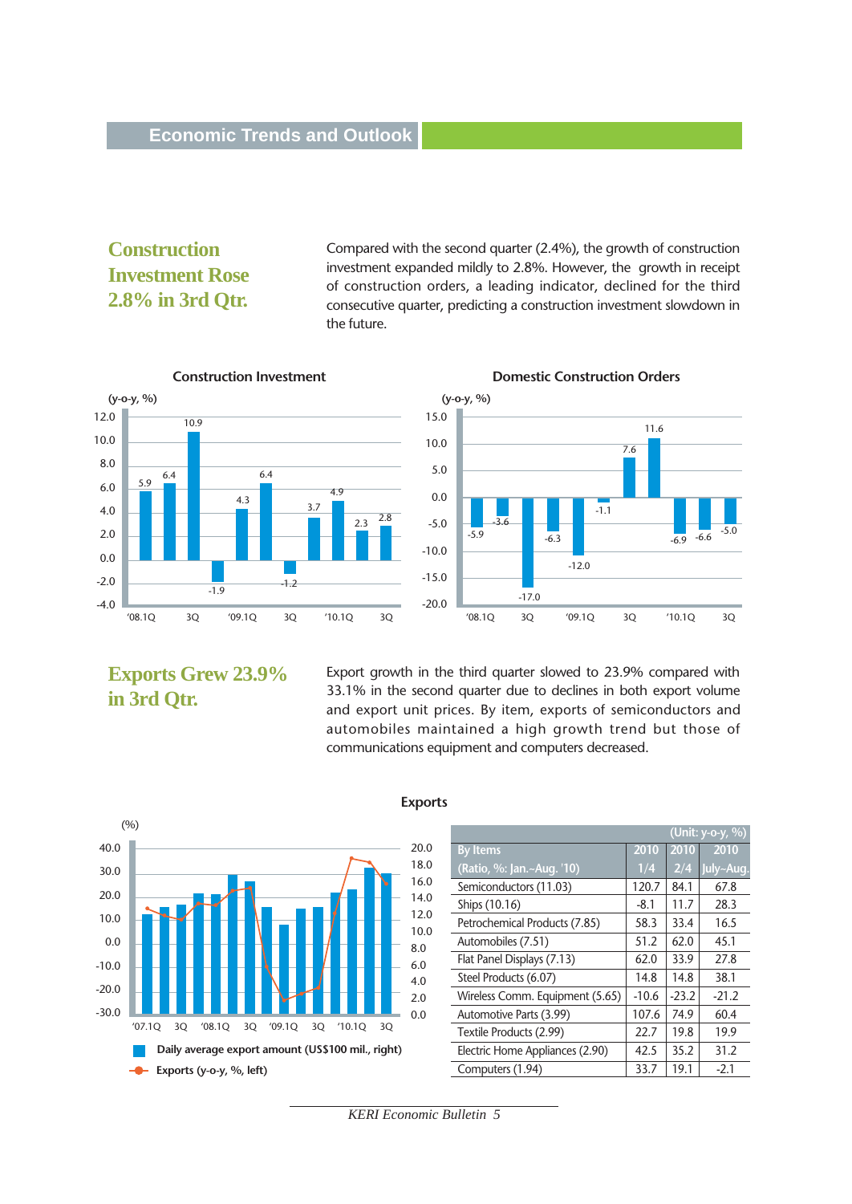## Economic Trends and Outlook

### Construction Investment Rose 2.8% in 3rd Qtr.

Compared with the second quarter (2.4%), the growth of construction investment expanded mildly to 2.8%. However, the growth in receipt of construction orders, a leading indicator, declined for the third consecutive quarter, predicting a construction investment slowdown in the future.

**Construction Investment**

(y-o-y, %)

| '08.1Q | | 3Q | | '09.1Q | | 3Q | | '10.1Q | | 3Q |
|---|---|---|---|---|---|---|---|---|---|---|
| 5.9 | 6.4 | 10.9 | -1.9 | 4.3 | 6.4 | -1.2 | 3.7 | 4.9 | 2.3 | 2.8 |

**Domestic Construction Orders**

(y-o-y, %)

| '08.1Q | | 3Q | | '09.1Q | | 3Q | | '10.1Q | | 3Q |
|---|---|---|---|---|---|---|---|---|---|---|
| -5.9 | -3.6 | -17.0 | -6.3 | -12.0 | -1.1 | 7.6 | 11.6 | -6.9 | -6.6 | -5.0 |

### Exports Grew 23.9% in 3rd Qtr.

Export growth in the third quarter slowed to 23.9% compared with 33.1% in the second quarter due to declines in both export volume and export unit prices. By item, exports of semiconductors and automobiles maintained a high growth trend but those of communications equipment and computers decreased.

**Exports**

Daily average export amount (US$100 mil., right); Exports (y-o-y, %, left)

(Unit: y-o-y, %)

| By Items (Ratio, %: Jan.~Aug. '10) | 2010 1/4 | 2010 2/4 | 2010 July~Aug. |
|---|---|---|---|
| Semiconductors (11.03) | 120.7 | 84.1 | 67.8 |
| Ships (10.16) | -8.1 | 11.7 | 28.3 |
| Petrochemical Products (7.85) | 58.3 | 33.4 | 16.5 |
| Automobiles (7.51) | 51.2 | 62.0 | 45.1 |
| Flat Panel Displays (7.13) | 62.0 | 33.9 | 27.8 |
| Steel Products (6.07) | 14.8 | 14.8 | 38.1 |
| Wireless Comm. Equipment (5.65) | -10.6 | -23.2 | -21.2 |
| Automotive Parts (3.99) | 107.6 | 74.9 | 60.4 |
| Textile Products (2.99) | 22.7 | 19.8 | 19.9 |
| Electric Home Appliances (2.90) | 42.5 | 35.2 | 31.2 |
| Computers (1.94) | 33.7 | 19.1 | -2.1 |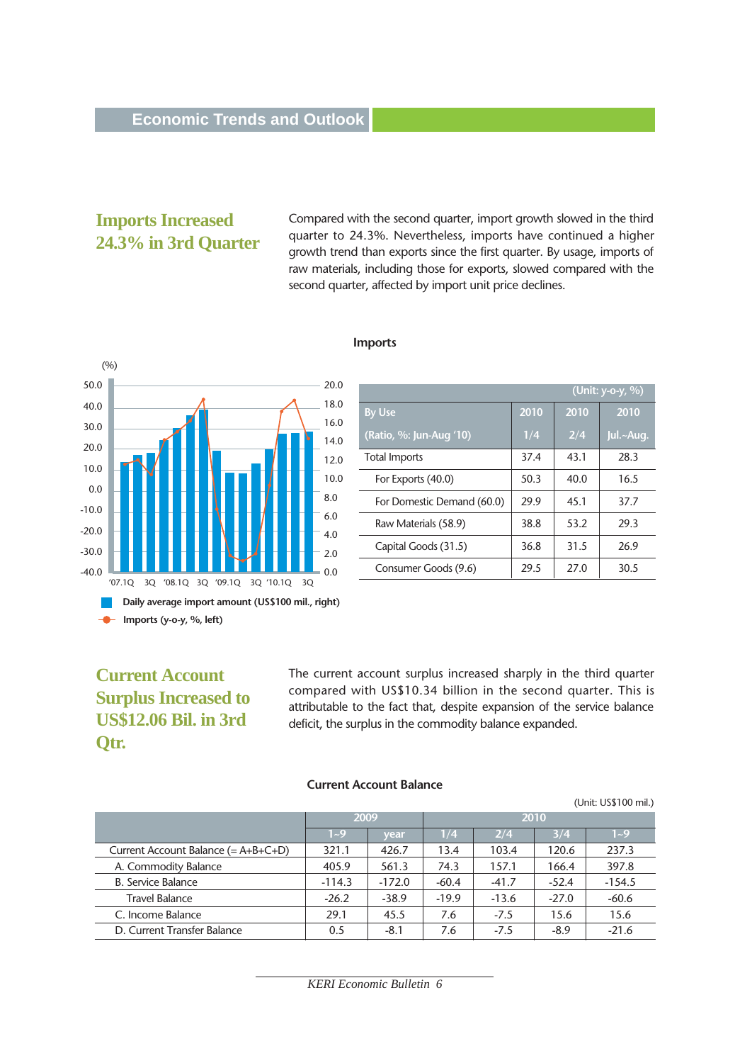## Imports Increased 24.3% in 3rd Quarter

Compared with the second quarter, import growth slowed in the third quarter to 24.3%. Nevertheless, imports have continued a higher growth trend than exports since the first quarter. By usage, imports of raw materials, including those for exports, slowed compared with the second quarter, affected by import unit price declines.

**Imports**

(%)

Daily average import amount (US$100 mil., right)

Imports (y-o-y, %, left)

(Unit: y-o-y, %)

| By Use (Ratio, %: Jun-Aug '10) | 2010 1/4 | 2010 2/4 | 2010 Jul.~Aug. |
|---|---|---|---|
| Total Imports | 37.4 | 43.1 | 28.3 |
| For Exports (40.0) | 50.3 | 40.0 | 16.5 |
| For Domestic Demand (60.0) | 29.9 | 45.1 | 37.7 |
| Raw Materials (58.9) | 38.8 | 53.2 | 29.3 |
| Capital Goods (31.5) | 36.8 | 31.5 | 26.9 |
| Consumer Goods (9.6) | 29.5 | 27.0 | 30.5 |

## Current Account Surplus Increased to US$12.06 Bil. in 3rd Qtr.

The current account surplus increased sharply in the third quarter compared with US$10.34 billion in the second quarter. This is attributable to the fact that, despite expansion of the service balance deficit, the surplus in the commodity balance expanded.

**Current Account Balance**

(Unit: US$100 mil.)

| | 2009 | | 2010 | | | |
|---|---|---|---|---|---|---|
| | 1~9 | year | 1/4 | 2/4 | 3/4 | 1~9 |
| Current Account Balance (= A+B+C+D) | 321.1 | 426.7 | 13.4 | 103.4 | 120.6 | 237.3 |
| A. Commodity Balance | 405.9 | 561.3 | 74.3 | 157.1 | 166.4 | 397.8 |
| B. Service Balance | -114.3 | -172.0 | -60.4 | -41.7 | -52.4 | -154.5 |
| Travel Balance | -26.2 | -38.9 | -19.9 | -13.6 | -27.0 | -60.6 |
| C. Income Balance | 29.1 | 45.5 | 7.6 | -7.5 | 15.6 | 15.6 |
| D. Current Transfer Balance | 0.5 | -8.1 | 7.6 | -7.5 | -8.9 | -21.6 |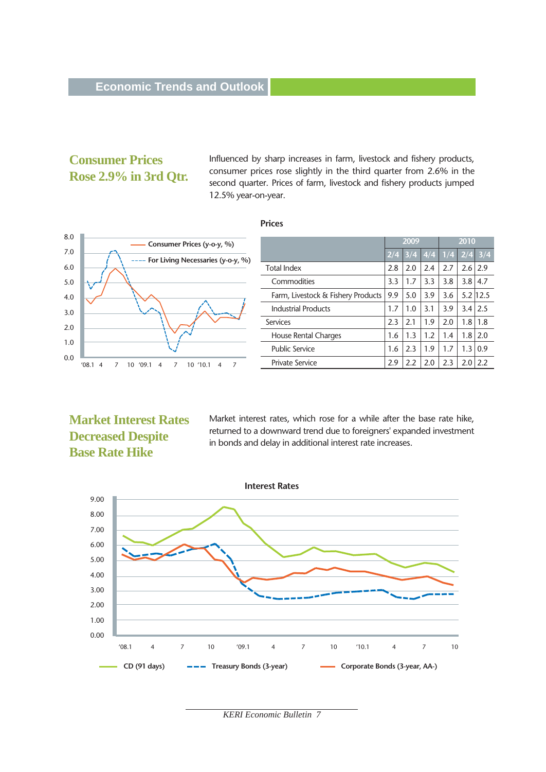## Consumer Prices Rose 2.9% in 3rd Qtr.

Influenced by sharp increases in farm, livestock and fishery products, consumer prices rose slightly in the third quarter from 2.6% in the second quarter. Prices of farm, livestock and fishery products jumped 12.5% year-on-year.

**Prices**

| | 2009 | | | 2010 | | |
|---|---|---|---|---|---|---|
| | 2/4 | 3/4 | 4/4 | 1/4 | 2/4 | 3/4 |
| Total Index | 2.8 | 2.0 | 2.4 | 2.7 | 2.6 | 2.9 |
| Commodities | 3.3 | 1.7 | 3.3 | 3.8 | 3.8 | 4.7 |
| Farm, Livestock & Fishery Products | 9.9 | 5.0 | 3.9 | 3.6 | 5.2 | 12.5 |
| Industrial Products | 1.7 | 1.0 | 3.1 | 3.9 | 3.4 | 2.5 |
| Services | 2.3 | 2.1 | 1.9 | 2.0 | 1.8 | 1.8 |
| House Rental Charges | 1.6 | 1.3 | 1.2 | 1.4 | 1.8 | 2.0 |
| Public Service | 1.6 | 2.3 | 1.9 | 1.7 | 1.3 | 0.9 |
| Private Service | 2.9 | 2.2 | 2.0 | 2.3 | 2.0 | 2.2 |

## Market Interest Rates Decreased Despite Base Rate Hike

Market interest rates, which rose for a while after the base rate hike, returned to a downward trend due to foreigners' expanded investment in bonds and delay in additional interest rate increases.

**Interest Rates**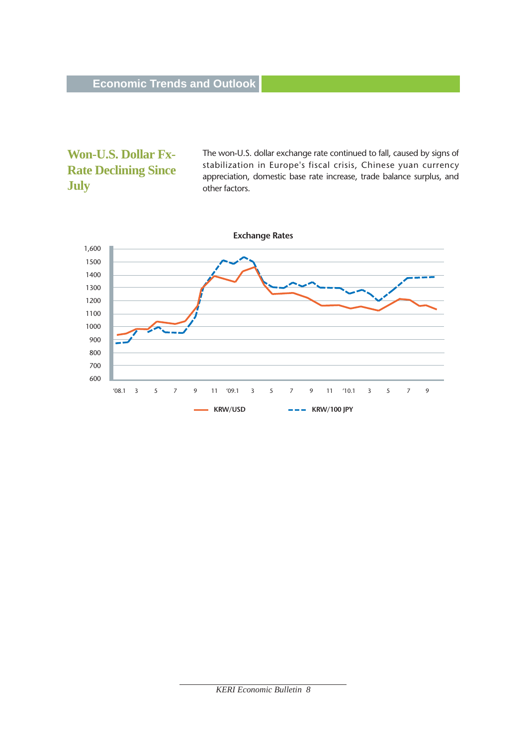## Won-U.S. Dollar Fx-Rate Declining Since July

The won-U.S. dollar exchange rate continued to fall, caused by signs of stabilization in Europe's fiscal crisis, Chinese yuan currency appreciation, domestic base rate increase, trade balance surplus, and other factors.

**Exchange Rates**

KRW/USD — KRW/100 JPY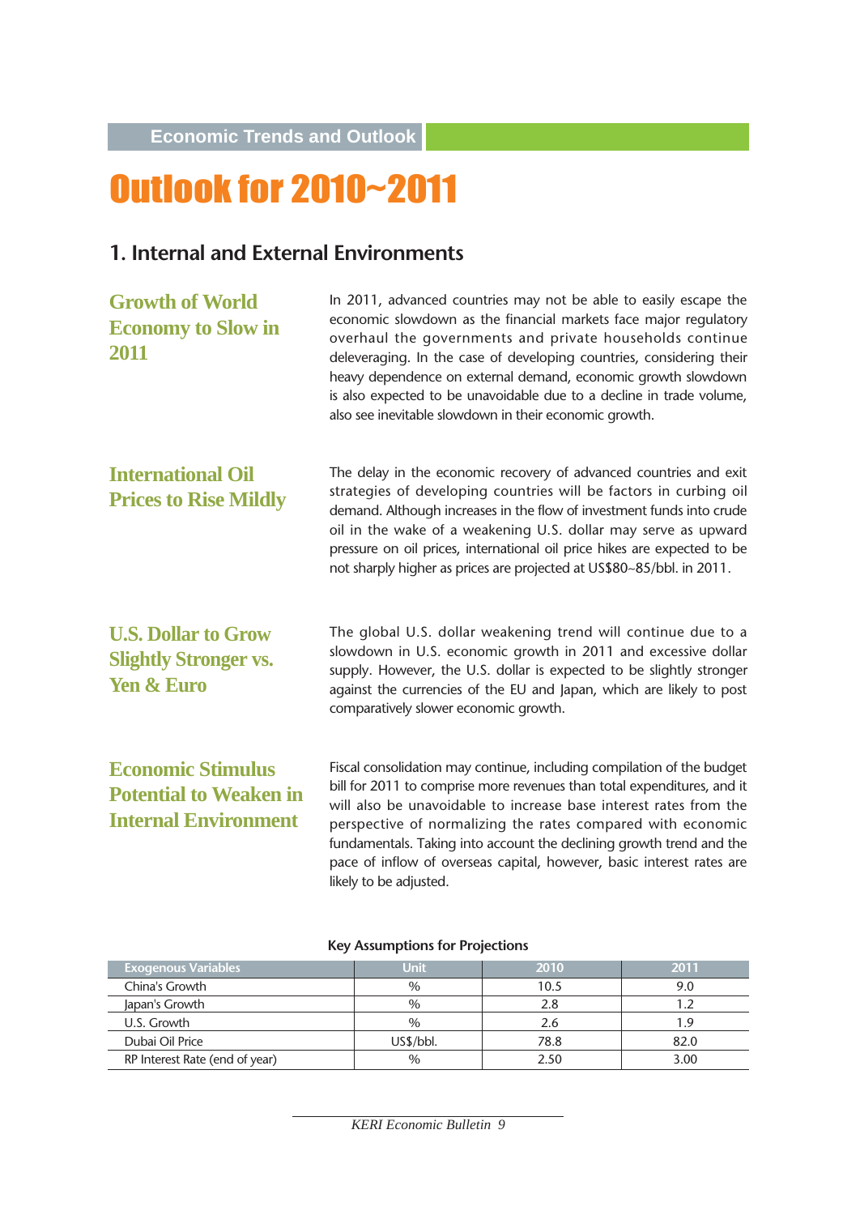Economic Trends and Outlook

# Outlook for 2010~2011

## 1. Internal and External Environments

### Growth of World Economy to Slow in 2011

In 2011, advanced countries may not be able to easily escape the economic slowdown as the financial markets face major regulatory overhaul the governments and private households continue deleveraging. In the case of developing countries, considering their heavy dependence on external demand, economic growth slowdown is also expected to be unavoidable due to a decline in trade volume, also see inevitable slowdown in their economic growth.

### International Oil Prices to Rise Mildly

The delay in the economic recovery of advanced countries and exit strategies of developing countries will be factors in curbing oil demand. Although increases in the flow of investment funds into crude oil in the wake of a weakening U.S. dollar may serve as upward pressure on oil prices, international oil price hikes are expected to be not sharply higher as prices are projected at US$80~85/bbl. in 2011.

### U.S. Dollar to Grow Slightly Stronger vs. Yen & Euro

The global U.S. dollar weakening trend will continue due to a slowdown in U.S. economic growth in 2011 and excessive dollar supply. However, the U.S. dollar is expected to be slightly stronger against the currencies of the EU and Japan, which are likely to post comparatively slower economic growth.

### Economic Stimulus Potential to Weaken in Internal Environment

Fiscal consolidation may continue, including compilation of the budget bill for 2011 to comprise more revenues than total expenditures, and it will also be unavoidable to increase base interest rates from the perspective of normalizing the rates compared with economic fundamentals. Taking into account the declining growth trend and the pace of inflow of overseas capital, however, basic interest rates are likely to be adjusted.

**Key Assumptions for Projections**

| Exogenous Variables | Unit | 2010 | 2011 |
|---|---|---|---|
| China's Growth | % | 10.5 | 9.0 |
| Japan's Growth | % | 2.8 | 1.2 |
| U.S. Growth | % | 2.6 | 1.9 |
| Dubai Oil Price | US$/bbl. | 78.8 | 82.0 |
| RP Interest Rate (end of year) | % | 2.50 | 3.00 |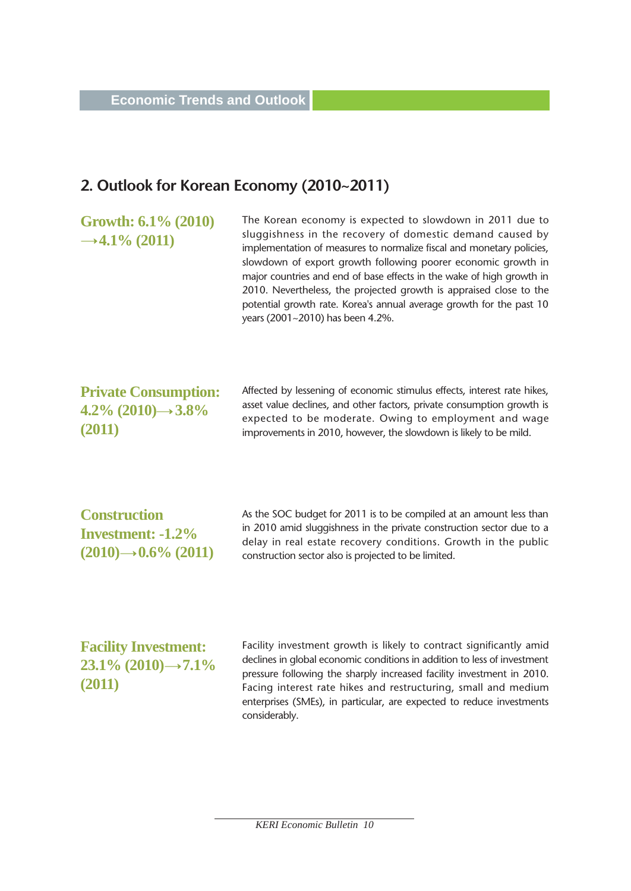## 2. Outlook for Korean Economy (2010~2011)

**Growth: 6.1% (2010) →4.1% (2011)**

The Korean economy is expected to slowdown in 2011 due to sluggishness in the recovery of domestic demand caused by implementation of measures to normalize fiscal and monetary policies, slowdown of export growth following poorer economic growth in major countries and end of base effects in the wake of high growth in 2010. Nevertheless, the projected growth is appraised close to the potential growth rate. Korea's annual average growth for the past 10 years (2001~2010) has been 4.2%.

**Private Consumption: 4.2% (2010)→3.8% (2011)**

Affected by lessening of economic stimulus effects, interest rate hikes, asset value declines, and other factors, private consumption growth is expected to be moderate. Owing to employment and wage improvements in 2010, however, the slowdown is likely to be mild.

**Construction Investment: -1.2% (2010)→0.6% (2011)**

As the SOC budget for 2011 is to be compiled at an amount less than in 2010 amid sluggishness in the private construction sector due to a delay in real estate recovery conditions. Growth in the public construction sector also is projected to be limited.

**Facility Investment: 23.1% (2010)→7.1% (2011)**

Facility investment growth is likely to contract significantly amid declines in global economic conditions in addition to less of investment pressure following the sharply increased facility investment in 2010. Facing interest rate hikes and restructuring, small and medium enterprises (SMEs), in particular, are expected to reduce investments considerably.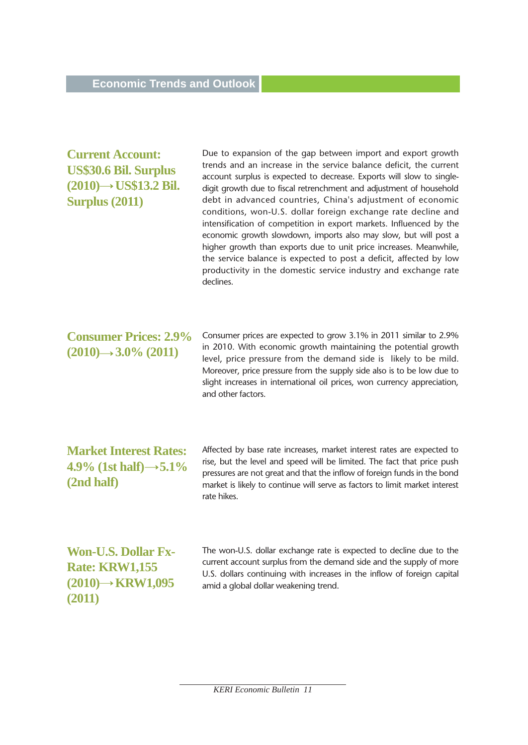### Current Account: US$30.6 Bil. Surplus (2010)→US$13.2 Bil. Surplus (2011)

Due to expansion of the gap between import and export growth trends and an increase in the service balance deficit, the current account surplus is expected to decrease. Exports will slow to single-digit growth due to fiscal retrenchment and adjustment of household debt in advanced countries, China's adjustment of economic conditions, won-U.S. dollar foreign exchange rate decline and intensification of competition in export markets. Influenced by the economic growth slowdown, imports also may slow, but will post a higher growth than exports due to unit price increases. Meanwhile, the service balance is expected to post a deficit, affected by low productivity in the domestic service industry and exchange rate declines.

### Consumer Prices: 2.9% (2010)→3.0% (2011)

Consumer prices are expected to grow 3.1% in 2011 similar to 2.9% in 2010. With economic growth maintaining the potential growth level, price pressure from the demand side is likely to be mild. Moreover, price pressure from the supply side also is to be low due to slight increases in international oil prices, won currency appreciation, and other factors.

### Market Interest Rates: 4.9% (1st half)→5.1% (2nd half)

Affected by base rate increases, market interest rates are expected to rise, but the level and speed will be limited. The fact that price push pressures are not great and that the inflow of foreign funds in the bond market is likely to continue will serve as factors to limit market interest rate hikes.

### Won-U.S. Dollar Fx-Rate: KRW1,155 (2010)→KRW1,095 (2011)

The won-U.S. dollar exchange rate is expected to decline due to the current account surplus from the demand side and the supply of more U.S. dollars continuing with increases in the inflow of foreign capital amid a global dollar weakening trend.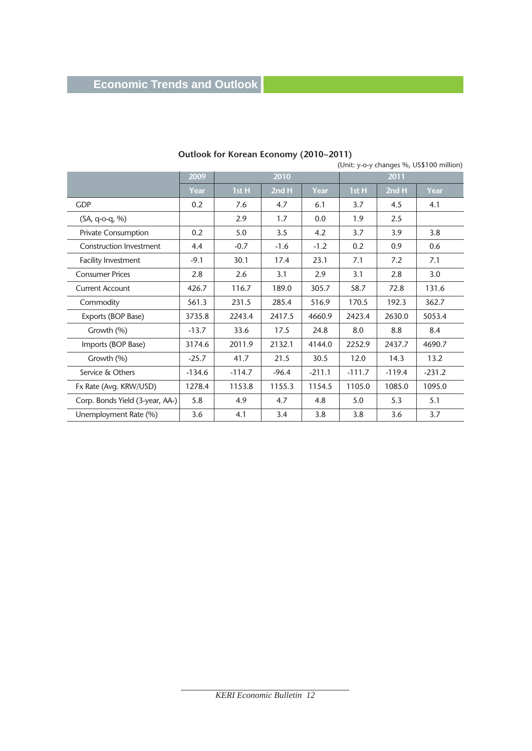## Economic Trends and Outlook

**Outlook for Korean Economy (2010~2011)**

(Unit: y-o-y changes %, US$100 million)

| | 2009 | 2010 | | | 2011 | | |
|---|---|---|---|---|---|---|---|
| | Year | 1st H | 2nd H | Year | 1st H | 2nd H | Year |
| GDP | 0.2 | 7.6 | 4.7 | 6.1 | 3.7 | 4.5 | 4.1 |
| (SA, q-o-q, %) | | 2.9 | 1.7 | 0.0 | 1.9 | 2.5 | |
| Private Consumption | 0.2 | 5.0 | 3.5 | 4.2 | 3.7 | 3.9 | 3.8 |
| Construction Investment | 4.4 | -0.7 | -1.6 | -1.2 | 0.2 | 0.9 | 0.6 |
| Facility Investment | -9.1 | 30.1 | 17.4 | 23.1 | 7.1 | 7.2 | 7.1 |
| Consumer Prices | 2.8 | 2.6 | 3.1 | 2.9 | 3.1 | 2.8 | 3.0 |
| Current Account | 426.7 | 116.7 | 189.0 | 305.7 | 58.7 | 72.8 | 131.6 |
| Commodity | 561.3 | 231.5 | 285.4 | 516.9 | 170.5 | 192.3 | 362.7 |
| Exports (BOP Base) | 3735.8 | 2243.4 | 2417.5 | 4660.9 | 2423.4 | 2630.0 | 5053.4 |
| Growth (%) | -13.7 | 33.6 | 17.5 | 24.8 | 8.0 | 8.8 | 8.4 |
| Imports (BOP Base) | 3174.6 | 2011.9 | 2132.1 | 4144.0 | 2252.9 | 2437.7 | 4690.7 |
| Growth (%) | -25.7 | 41.7 | 21.5 | 30.5 | 12.0 | 14.3 | 13.2 |
| Service & Others | -134.6 | -114.7 | -96.4 | -211.1 | -111.7 | -119.4 | -231.2 |
| Fx Rate (Avg. KRW/USD) | 1278.4 | 1153.8 | 1155.3 | 1154.5 | 1105.0 | 1085.0 | 1095.0 |
| Corp. Bonds Yield (3-year, AA-) | 5.8 | 4.9 | 4.7 | 4.8 | 5.0 | 5.3 | 5.1 |
| Unemployment Rate (%) | 3.6 | 4.1 | 3.4 | 3.8 | 3.8 | 3.6 | 3.7 |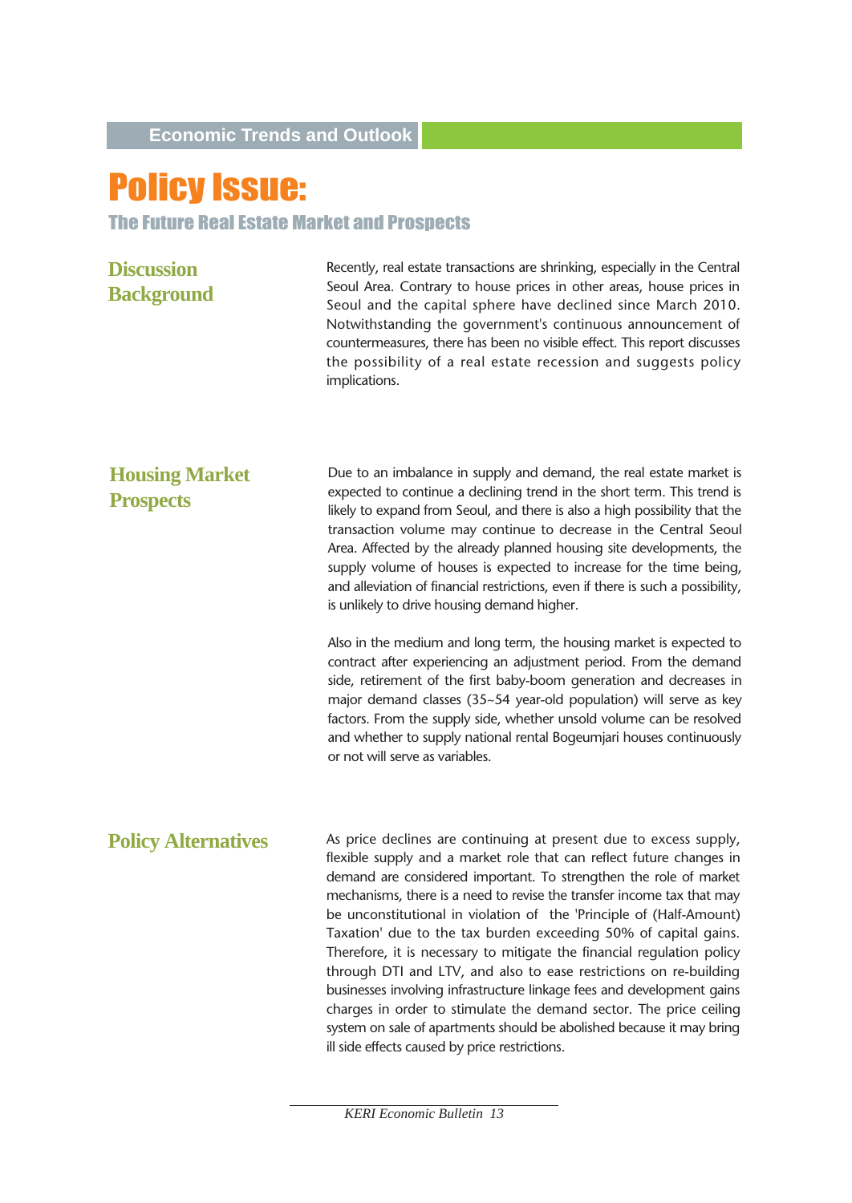# Policy Issue:

## The Future Real Estate Market and Prospects

### Discussion Background

Recently, real estate transactions are shrinking, especially in the Central Seoul Area. Contrary to house prices in other areas, house prices in Seoul and the capital sphere have declined since March 2010. Notwithstanding the government's continuous announcement of countermeasures, there has been no visible effect. This report discusses the possibility of a real estate recession and suggests policy implications.

### Housing Market Prospects

Due to an imbalance in supply and demand, the real estate market is expected to continue a declining trend in the short term. This trend is likely to expand from Seoul, and there is also a high possibility that the transaction volume may continue to decrease in the Central Seoul Area. Affected by the already planned housing site developments, the supply volume of houses is expected to increase for the time being, and alleviation of financial restrictions, even if there is such a possibility, is unlikely to drive housing demand higher.

Also in the medium and long term, the housing market is expected to contract after experiencing an adjustment period. From the demand side, retirement of the first baby-boom generation and decreases in major demand classes (35~54 year-old population) will serve as key factors. From the supply side, whether unsold volume can be resolved and whether to supply national rental Bogeumjari houses continuously or not will serve as variables.

### Policy Alternatives

As price declines are continuing at present due to excess supply, flexible supply and a market role that can reflect future changes in demand are considered important. To strengthen the role of market mechanisms, there is a need to revise the transfer income tax that may be unconstitutional in violation of the 'Principle of (Half-Amount) Taxation' due to the tax burden exceeding 50% of capital gains. Therefore, it is necessary to mitigate the financial regulation policy through DTI and LTV, and also to ease restrictions on re-building businesses involving infrastructure linkage fees and development gains charges in order to stimulate the demand sector. The price ceiling system on sale of apartments should be abolished because it may bring ill side effects caused by price restrictions.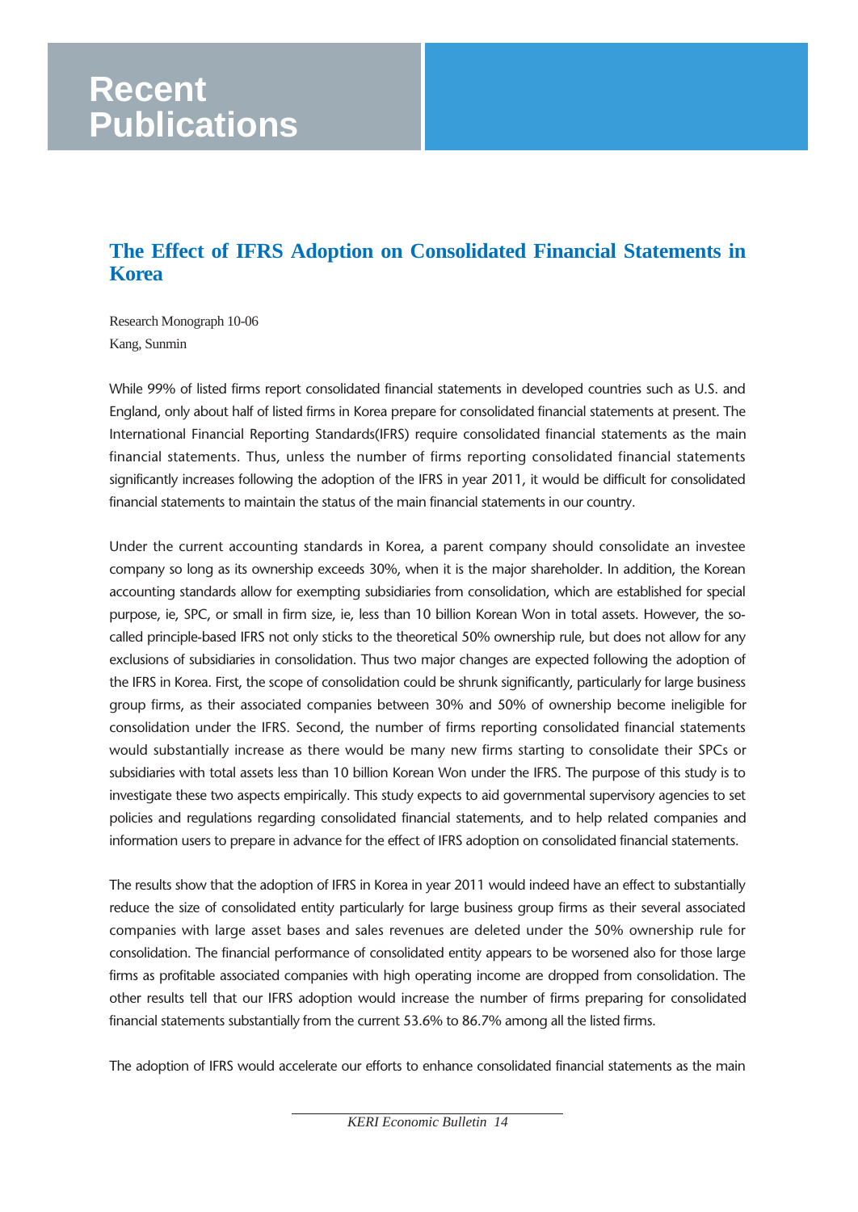# Recent Publications

## The Effect of IFRS Adoption on Consolidated Financial Statements in Korea

Research Monograph 10-06
Kang, Sunmin

While 99% of listed firms report consolidated financial statements in developed countries such as U.S. and England, only about half of listed firms in Korea prepare for consolidated financial statements at present. The International Financial Reporting Standards(IFRS) require consolidated financial statements as the main financial statements. Thus, unless the number of firms reporting consolidated financial statements significantly increases following the adoption of the IFRS in year 2011, it would be difficult for consolidated financial statements to maintain the status of the main financial statements in our country.

Under the current accounting standards in Korea, a parent company should consolidate an investee company so long as its ownership exceeds 30%, when it is the major shareholder. In addition, the Korean accounting standards allow for exempting subsidiaries from consolidation, which are established for special purpose, ie, SPC, or small in firm size, ie, less than 10 billion Korean Won in total assets. However, the so-called principle-based IFRS not only sticks to the theoretical 50% ownership rule, but does not allow for any exclusions of subsidiaries in consolidation. Thus two major changes are expected following the adoption of the IFRS in Korea. First, the scope of consolidation could be shrunk significantly, particularly for large business group firms, as their associated companies between 30% and 50% of ownership become ineligible for consolidation under the IFRS. Second, the number of firms reporting consolidated financial statements would substantially increase as there would be many new firms starting to consolidate their SPCs or subsidiaries with total assets less than 10 billion Korean Won under the IFRS. The purpose of this study is to investigate these two aspects empirically. This study expects to aid governmental supervisory agencies to set policies and regulations regarding consolidated financial statements, and to help related companies and information users to prepare in advance for the effect of IFRS adoption on consolidated financial statements.

The results show that the adoption of IFRS in Korea in year 2011 would indeed have an effect to substantially reduce the size of consolidated entity particularly for large business group firms as their several associated companies with large asset bases and sales revenues are deleted under the 50% ownership rule for consolidation. The financial performance of consolidated entity appears to be worsened also for those large firms as profitable associated companies with high operating income are dropped from consolidation. The other results tell that our IFRS adoption would increase the number of firms preparing for consolidated financial statements substantially from the current 53.6% to 86.7% among all the listed firms.

The adoption of IFRS would accelerate our efforts to enhance consolidated financial statements as the main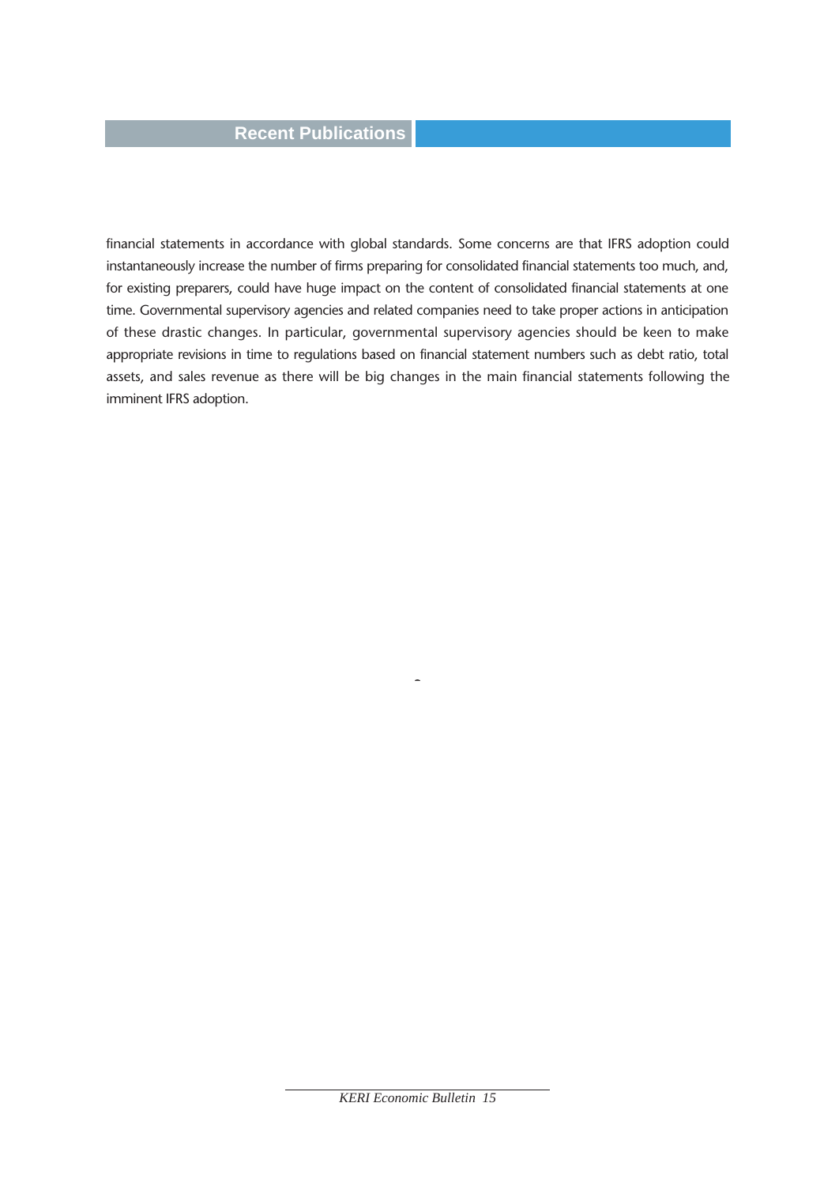financial statements in accordance with global standards. Some concerns are that IFRS adoption could instantaneously increase the number of firms preparing for consolidated financial statements too much, and, for existing preparers, could have huge impact on the content of consolidated financial statements at one time. Governmental supervisory agencies and related companies need to take proper actions in anticipation of these drastic changes. In particular, governmental supervisory agencies should be keen to make appropriate revisions in time to regulations based on financial statement numbers such as debt ratio, total assets, and sales revenue as there will be big changes in the main financial statements following the imminent IFRS adoption.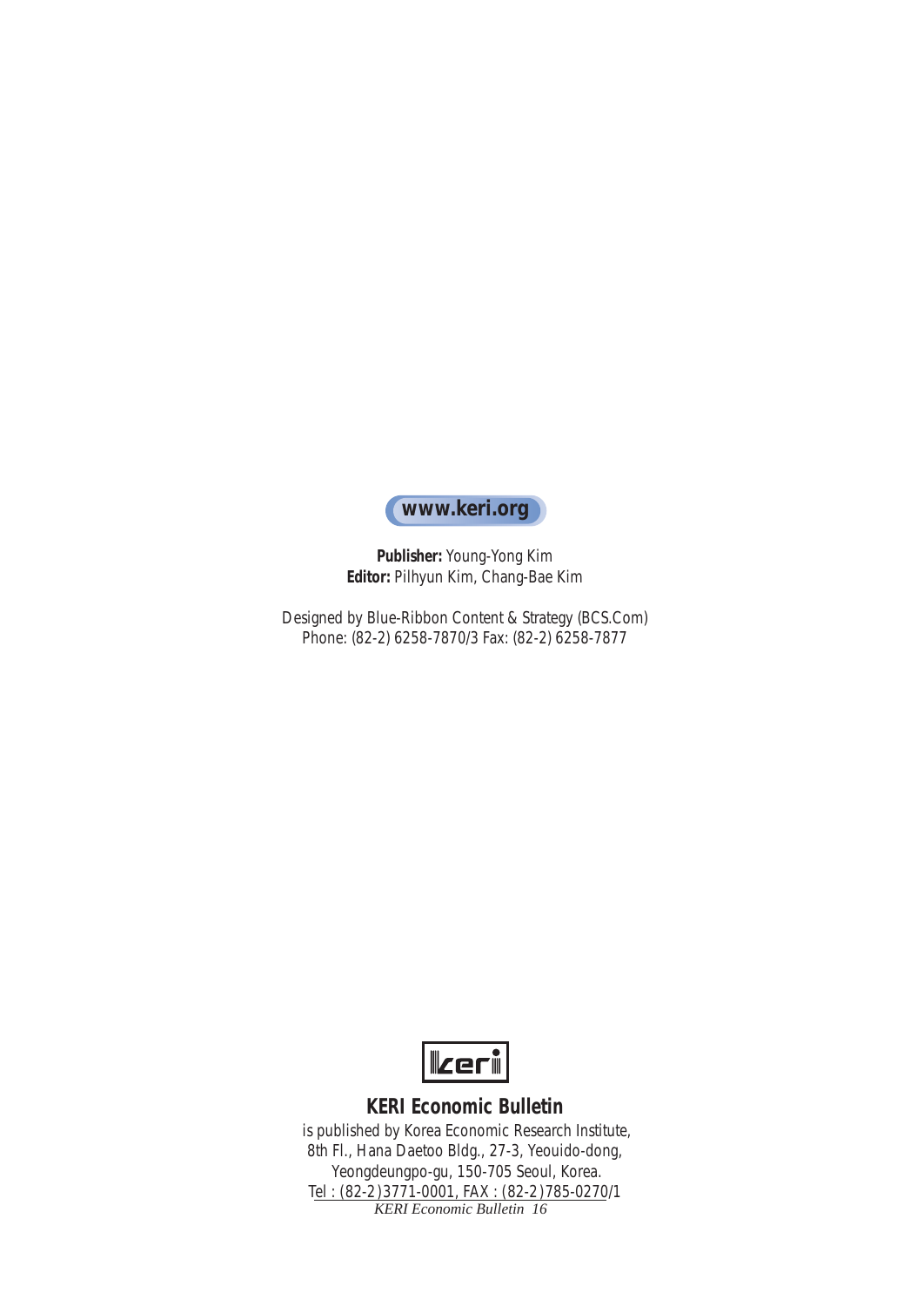www.keri.org

**Publisher:** Young-Yong Kim
**Editor:** Pilhyun Kim, Chang-Bae Kim

Designed by Blue-Ribbon Content & Strategy (BCS.Com)
Phone: (82-2) 6258-7870/3 Fax: (82-2) 6258-7877

**KERI Economic Bulletin**

is published by Korea Economic Research Institute,
8th Fl., Hana Daetoo Bldg., 27-3, Yeouido-dong,
Yeongdeungpo-gu, 150-705 Seoul, Korea.
Tel : (82-2)3771-0001, FAX : (82-2)785-0270/1